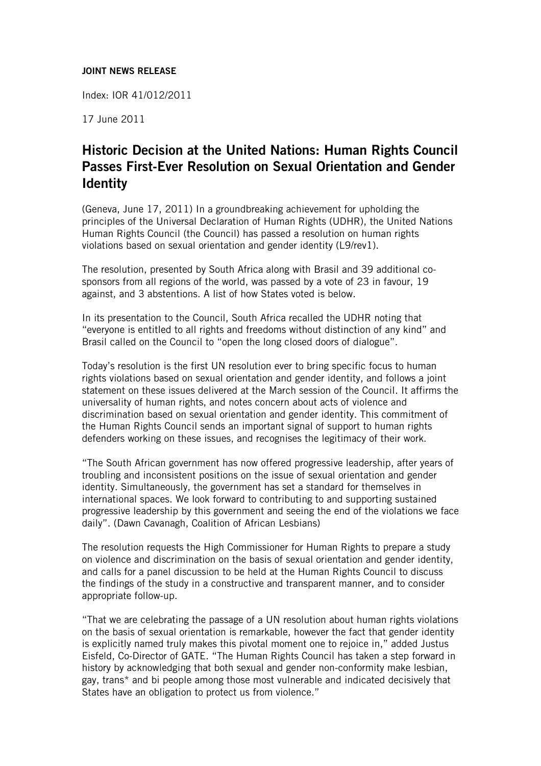**JOINT NEWS RELEASE**

Index: IOR 41/012/2011

17 June 2011

# Historic Decision at the United Nations: Human Rights Council Passes First-Ever Resolution on Sexual Orientation and Gender Identity

(Geneva, June 17, 2011) In a groundbreaking achievement for upholding the principles of the Universal Declaration of Human Rights (UDHR), the United Nations Human Rights Council (the Council) has passed a resolution on human rights violations based on sexual orientation and gender identity (L9/rev1).

The resolution, presented by South Africa along with Brasil and 39 additional co-sponsors from all regions of the world, was passed by a vote of 23 in favour, 19 against, and 3 abstentions. A list of how States voted is below.

In its presentation to the Council, South Africa recalled the UDHR noting that "everyone is entitled to all rights and freedoms without distinction of any kind" and Brasil called on the Council to "open the long closed doors of dialogue".

Today's resolution is the first UN resolution ever to bring specific focus to human rights violations based on sexual orientation and gender identity, and follows a joint statement on these issues delivered at the March session of the Council. It affirms the universality of human rights, and notes concern about acts of violence and discrimination based on sexual orientation and gender identity. This commitment of the Human Rights Council sends an important signal of support to human rights defenders working on these issues, and recognises the legitimacy of their work.

"The South African government has now offered progressive leadership, after years of troubling and inconsistent positions on the issue of sexual orientation and gender identity. Simultaneously, the government has set a standard for themselves in international spaces. We look forward to contributing to and supporting sustained progressive leadership by this government and seeing the end of the violations we face daily". (Dawn Cavanagh, Coalition of African Lesbians)

The resolution requests the High Commissioner for Human Rights to prepare a study on violence and discrimination on the basis of sexual orientation and gender identity, and calls for a panel discussion to be held at the Human Rights Council to discuss the findings of the study in a constructive and transparent manner, and to consider appropriate follow-up.

"That we are celebrating the passage of a UN resolution about human rights violations on the basis of sexual orientation is remarkable, however the fact that gender identity is explicitly named truly makes this pivotal moment one to rejoice in," added Justus Eisfeld, Co-Director of GATE. "The Human Rights Council has taken a step forward in history by acknowledging that both sexual and gender non-conformity make lesbian, gay, trans* and bi people among those most vulnerable and indicated decisively that States have an obligation to protect us from violence."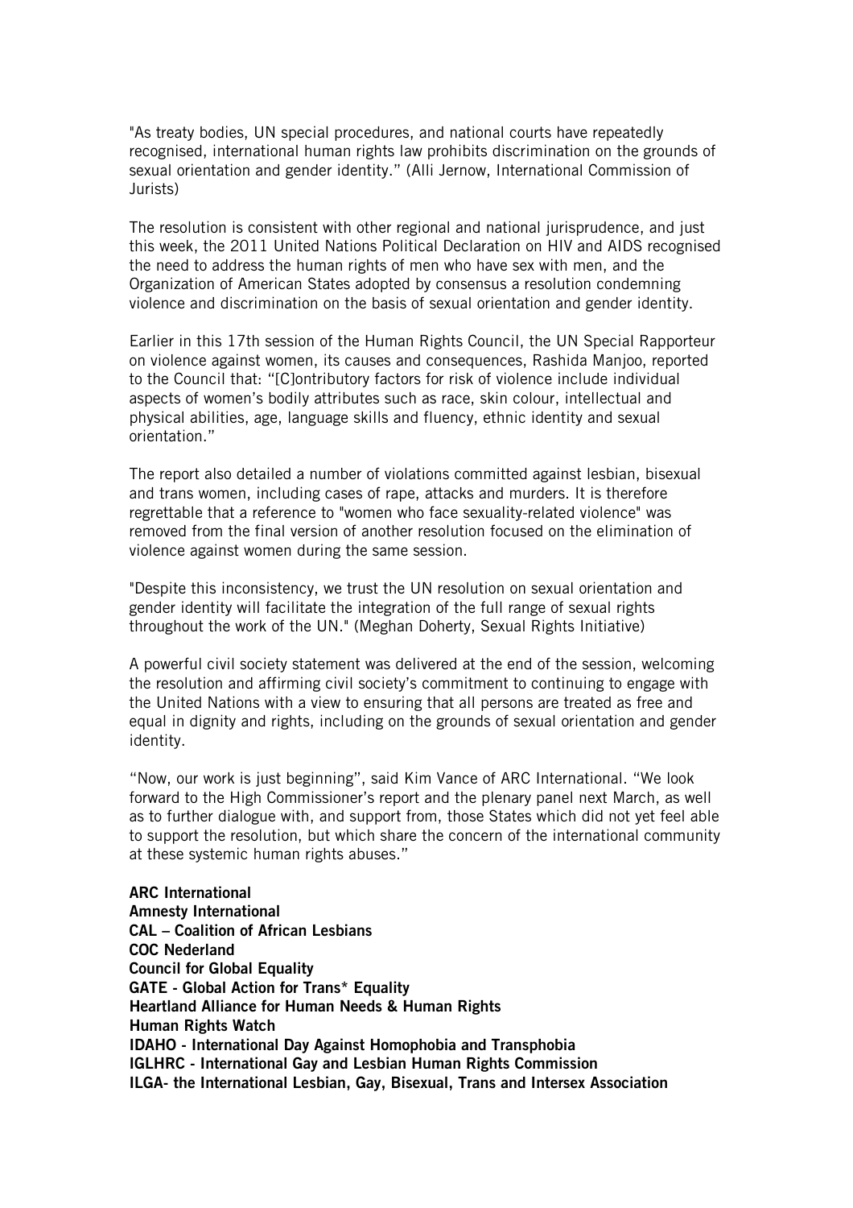"As treaty bodies, UN special procedures, and national courts have repeatedly recognised, international human rights law prohibits discrimination on the grounds of sexual orientation and gender identity." (Alli Jernow, International Commission of Jurists)

The resolution is consistent with other regional and national jurisprudence, and just this week, the 2011 United Nations Political Declaration on HIV and AIDS recognised the need to address the human rights of men who have sex with men, and the Organization of American States adopted by consensus a resolution condemning violence and discrimination on the basis of sexual orientation and gender identity.

Earlier in this 17th session of the Human Rights Council, the UN Special Rapporteur on violence against women, its causes and consequences, Rashida Manjoo, reported to the Council that: "[C]ontributory factors for risk of violence include individual aspects of women's bodily attributes such as race, skin colour, intellectual and physical abilities, age, language skills and fluency, ethnic identity and sexual orientation."

The report also detailed a number of violations committed against lesbian, bisexual and trans women, including cases of rape, attacks and murders. It is therefore regrettable that a reference to "women who face sexuality-related violence" was removed from the final version of another resolution focused on the elimination of violence against women during the same session.

"Despite this inconsistency, we trust the UN resolution on sexual orientation and gender identity will facilitate the integration of the full range of sexual rights throughout the work of the UN." (Meghan Doherty, Sexual Rights Initiative)

A powerful civil society statement was delivered at the end of the session, welcoming the resolution and affirming civil society's commitment to continuing to engage with the United Nations with a view to ensuring that all persons are treated as free and equal in dignity and rights, including on the grounds of sexual orientation and gender identity.

"Now, our work is just beginning", said Kim Vance of ARC International. "We look forward to the High Commissioner's report and the plenary panel next March, as well as to further dialogue with, and support from, those States which did not yet feel able to support the resolution, but which share the concern of the international community at these systemic human rights abuses."

**ARC International**
**Amnesty International**
**CAL – Coalition of African Lesbians**
**COC Nederland**
**Council for Global Equality**
**GATE - Global Action for Trans* Equality**
**Heartland Alliance for Human Needs & Human Rights**
**Human Rights Watch**
**IDAHO - International Day Against Homophobia and Transphobia**
**IGLHRC - International Gay and Lesbian Human Rights Commission**
**ILGA- the International Lesbian, Gay, Bisexual, Trans and Intersex Association**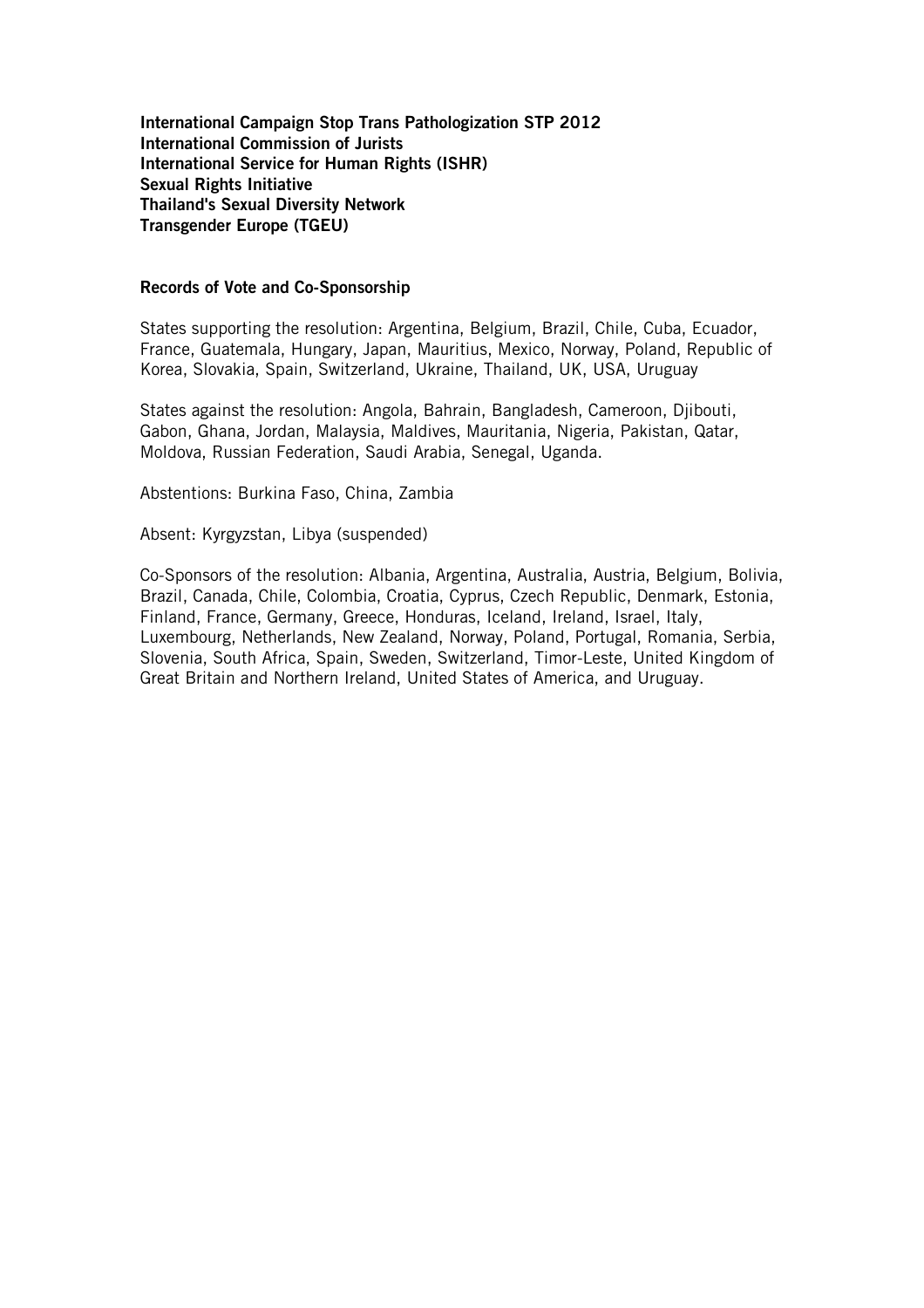**International Campaign Stop Trans Pathologization STP 2012**
**International Commission of Jurists**
**International Service for Human Rights (ISHR)**
**Sexual Rights Initiative**
**Thailand's Sexual Diversity Network**
**Transgender Europe (TGEU)**

**Records of Vote and Co-Sponsorship**

States supporting the resolution: Argentina, Belgium, Brazil, Chile, Cuba, Ecuador, France, Guatemala, Hungary, Japan, Mauritius, Mexico, Norway, Poland, Republic of Korea, Slovakia, Spain, Switzerland, Ukraine, Thailand, UK, USA, Uruguay

States against the resolution: Angola, Bahrain, Bangladesh, Cameroon, Djibouti, Gabon, Ghana, Jordan, Malaysia, Maldives, Mauritania, Nigeria, Pakistan, Qatar, Moldova, Russian Federation, Saudi Arabia, Senegal, Uganda.

Abstentions: Burkina Faso, China, Zambia

Absent: Kyrgyzstan, Libya (suspended)

Co-Sponsors of the resolution: Albania, Argentina, Australia, Austria, Belgium, Bolivia, Brazil, Canada, Chile, Colombia, Croatia, Cyprus, Czech Republic, Denmark, Estonia, Finland, France, Germany, Greece, Honduras, Iceland, Ireland, Israel, Italy, Luxembourg, Netherlands, New Zealand, Norway, Poland, Portugal, Romania, Serbia, Slovenia, South Africa, Spain, Sweden, Switzerland, Timor-Leste, United Kingdom of Great Britain and Northern Ireland, United States of America, and Uruguay.